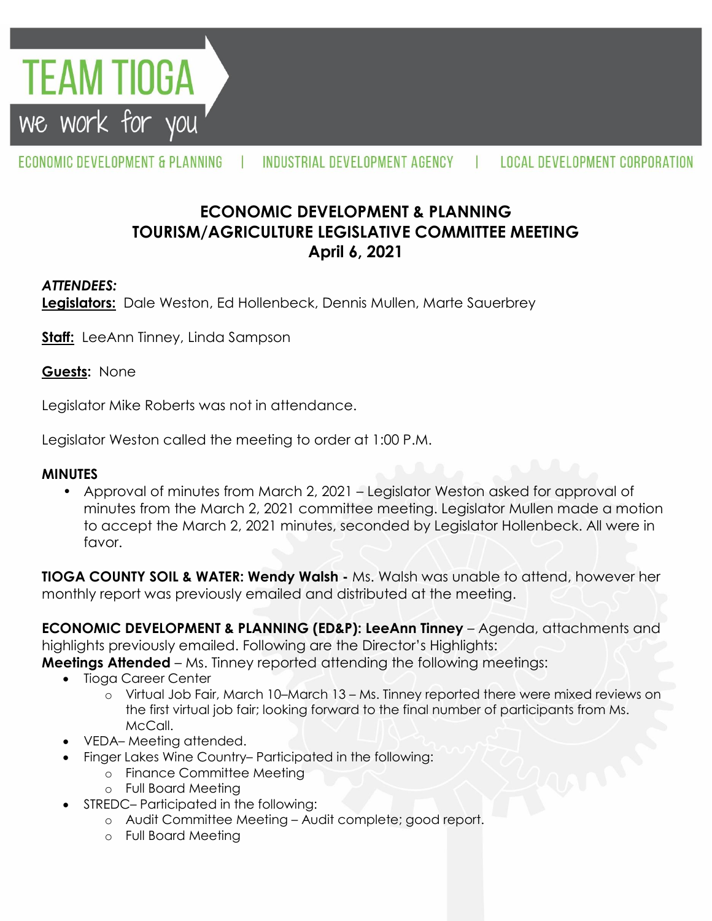TEAM TIOGA
we work for you

ECONOMIC DEVELOPMENT & PLANNING | INDUSTRIAL DEVELOPMENT AGENCY | LOCAL DEVELOPMENT CORPORATION

# ECONOMIC DEVELOPMENT & PLANNING
# TOURISM/AGRICULTURE LEGISLATIVE COMMITTEE MEETING
# April 6, 2021

***ATTENDEES:***

**Legislators:** Dale Weston, Ed Hollenbeck, Dennis Mullen, Marte Sauerbrey

**Staff:** LeeAnn Tinney, Linda Sampson

**Guests:** None

Legislator Mike Roberts was not in attendance.

Legislator Weston called the meeting to order at 1:00 P.M.

**MINUTES**

- Approval of minutes from March 2, 2021 – Legislator Weston asked for approval of minutes from the March 2, 2021 committee meeting. Legislator Mullen made a motion to accept the March 2, 2021 minutes, seconded by Legislator Hollenbeck. All were in favor.

**TIOGA COUNTY SOIL & WATER: Wendy Walsh -** Ms. Walsh was unable to attend, however her monthly report was previously emailed and distributed at the meeting.

**ECONOMIC DEVELOPMENT & PLANNING (ED&P): LeeAnn Tinney** – Agenda, attachments and highlights previously emailed. Following are the Director's Highlights:

**Meetings Attended** – Ms. Tinney reported attending the following meetings:

- Tioga Career Center
  - Virtual Job Fair, March 10–March 13 – Ms. Tinney reported there were mixed reviews on the first virtual job fair; looking forward to the final number of participants from Ms. McCall.
- VEDA– Meeting attended.
- Finger Lakes Wine Country– Participated in the following:
  - Finance Committee Meeting
  - Full Board Meeting
- STREDC– Participated in the following:
  - Audit Committee Meeting – Audit complete; good report.
  - Full Board Meeting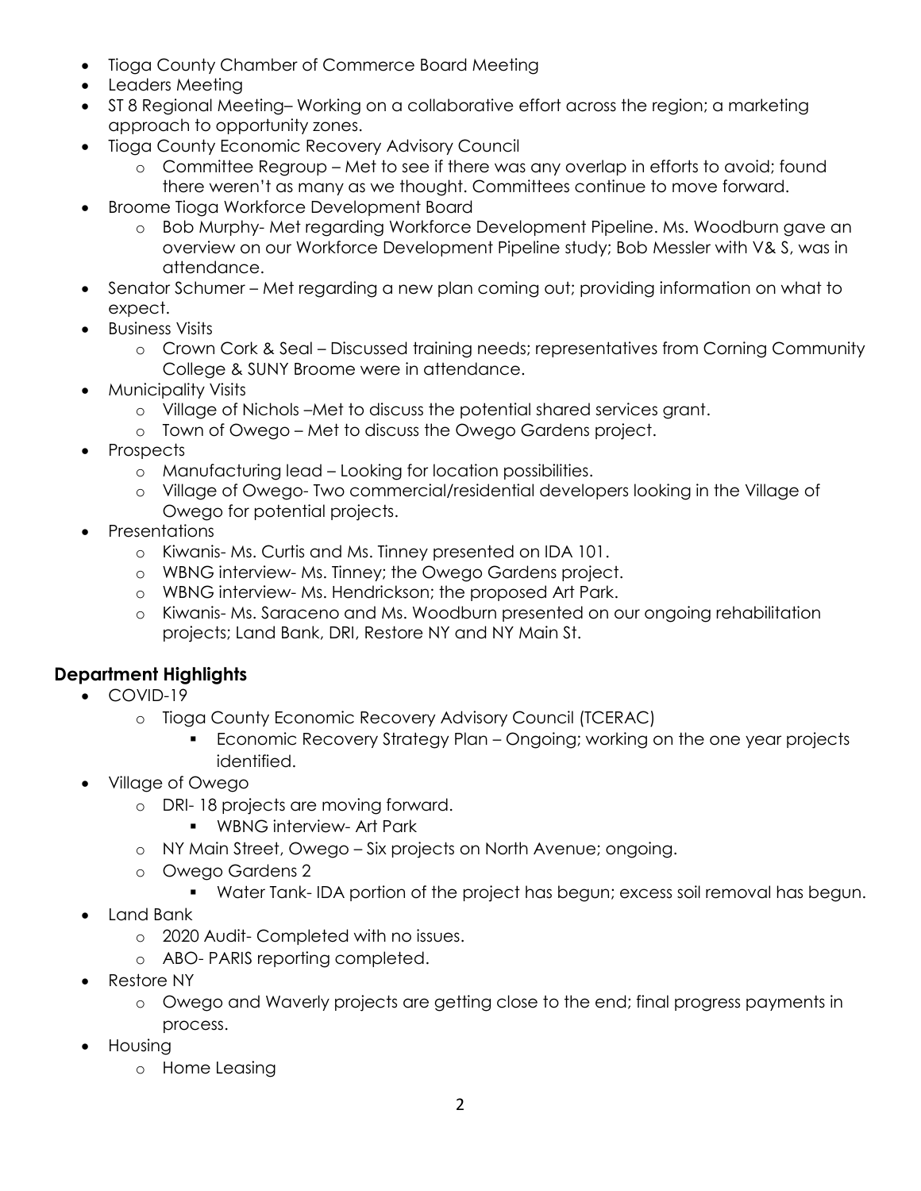- Tioga County Chamber of Commerce Board Meeting
- Leaders Meeting
- ST 8 Regional Meeting– Working on a collaborative effort across the region; a marketing approach to opportunity zones.
- Tioga County Economic Recovery Advisory Council
  - Committee Regroup – Met to see if there was any overlap in efforts to avoid; found there weren't as many as we thought. Committees continue to move forward.
- Broome Tioga Workforce Development Board
  - Bob Murphy- Met regarding Workforce Development Pipeline. Ms. Woodburn gave an overview on our Workforce Development Pipeline study; Bob Messler with V& S, was in attendance.
- Senator Schumer – Met regarding a new plan coming out; providing information on what to expect.
- Business Visits
  - Crown Cork & Seal – Discussed training needs; representatives from Corning Community College & SUNY Broome were in attendance.
- Municipality Visits
  - Village of Nichols –Met to discuss the potential shared services grant.
  - Town of Owego – Met to discuss the Owego Gardens project.
- Prospects
  - Manufacturing lead – Looking for location possibilities.
  - Village of Owego- Two commercial/residential developers looking in the Village of Owego for potential projects.
- Presentations
  - Kiwanis- Ms. Curtis and Ms. Tinney presented on IDA 101.
  - WBNG interview- Ms. Tinney; the Owego Gardens project.
  - WBNG interview- Ms. Hendrickson; the proposed Art Park.
  - Kiwanis- Ms. Saraceno and Ms. Woodburn presented on our ongoing rehabilitation projects; Land Bank, DRI, Restore NY and NY Main St.

## Department Highlights

- COVID-19
  - Tioga County Economic Recovery Advisory Council (TCERAC)
    - Economic Recovery Strategy Plan – Ongoing; working on the one year projects identified.
- Village of Owego
  - DRI- 18 projects are moving forward.
    - WBNG interview- Art Park
  - NY Main Street, Owego – Six projects on North Avenue; ongoing.
  - Owego Gardens 2
    - Water Tank- IDA portion of the project has begun; excess soil removal has begun.
- Land Bank
  - 2020 Audit- Completed with no issues.
  - ABO- PARIS reporting completed.
- Restore NY
  - Owego and Waverly projects are getting close to the end; final progress payments in process.
- Housing
  - Home Leasing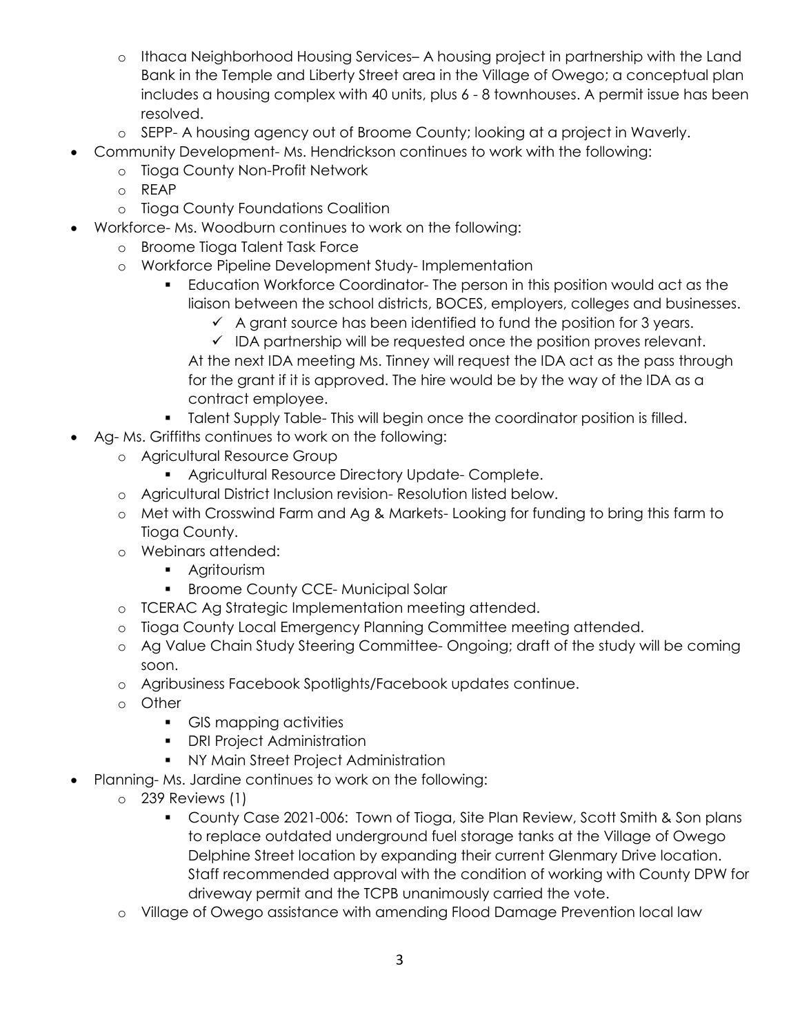- Ithaca Neighborhood Housing Services– A housing project in partnership with the Land Bank in the Temple and Liberty Street area in the Village of Owego; a conceptual plan includes a housing complex with 40 units, plus 6 - 8 townhouses. A permit issue has been resolved.
  - SEPP- A housing agency out of Broome County; looking at a project in Waverly.
- Community Development- Ms. Hendrickson continues to work with the following:
  - Tioga County Non-Profit Network
  - REAP
  - Tioga County Foundations Coalition
- Workforce- Ms. Woodburn continues to work on the following:
  - Broome Tioga Talent Task Force
  - Workforce Pipeline Development Study- Implementation
    - Education Workforce Coordinator- The person in this position would act as the liaison between the school districts, BOCES, employers, colleges and businesses.
      - ✓ A grant source has been identified to fund the position for 3 years.
      - ✓ IDA partnership will be requested once the position proves relevant.

      At the next IDA meeting Ms. Tinney will request the IDA act as the pass through for the grant if it is approved. The hire would be by the way of the IDA as a contract employee.
    - Talent Supply Table- This will begin once the coordinator position is filled.
- Ag- Ms. Griffiths continues to work on the following:
  - Agricultural Resource Group
    - Agricultural Resource Directory Update- Complete.
  - Agricultural District Inclusion revision- Resolution listed below.
  - Met with Crosswind Farm and Ag & Markets- Looking for funding to bring this farm to Tioga County.
  - Webinars attended:
    - Agritourism
    - Broome County CCE- Municipal Solar
  - TCERAC Ag Strategic Implementation meeting attended.
  - Tioga County Local Emergency Planning Committee meeting attended.
  - Ag Value Chain Study Steering Committee- Ongoing; draft of the study will be coming soon.
  - Agribusiness Facebook Spotlights/Facebook updates continue.
  - Other
    - GIS mapping activities
    - DRI Project Administration
    - NY Main Street Project Administration
- Planning- Ms. Jardine continues to work on the following:
  - 239 Reviews (1)
    - County Case 2021-006: Town of Tioga, Site Plan Review, Scott Smith & Son plans to replace outdated underground fuel storage tanks at the Village of Owego Delphine Street location by expanding their current Glenmary Drive location. Staff recommended approval with the condition of working with County DPW for driveway permit and the TCPB unanimously carried the vote.
  - Village of Owego assistance with amending Flood Damage Prevention local law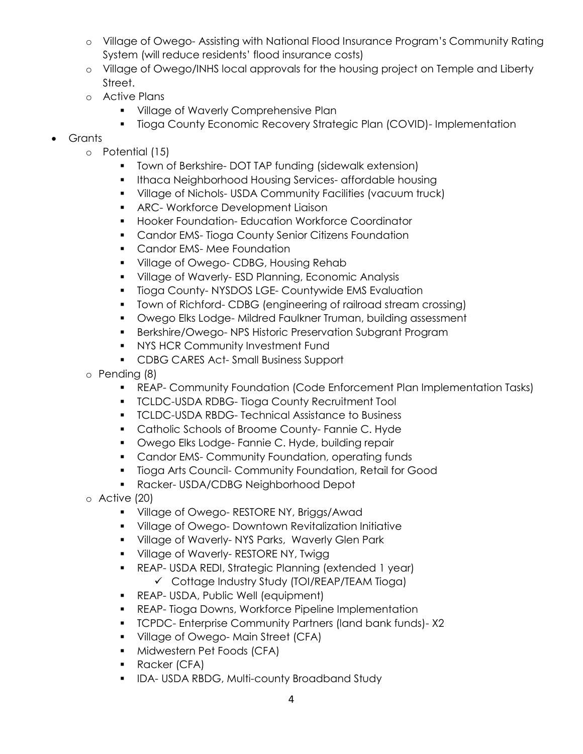- Village of Owego- Assisting with National Flood Insurance Program's Community Rating System (will reduce residents' flood insurance costs)
- Village of Owego/INHS local approvals for the housing project on Temple and Liberty Street.
- Active Plans
  - Village of Waverly Comprehensive Plan
  - Tioga County Economic Recovery Strategic Plan (COVID)- Implementation

- Grants
  - Potential (15)
    - Town of Berkshire- DOT TAP funding (sidewalk extension)
    - Ithaca Neighborhood Housing Services- affordable housing
    - Village of Nichols- USDA Community Facilities (vacuum truck)
    - ARC- Workforce Development Liaison
    - Hooker Foundation- Education Workforce Coordinator
    - Candor EMS- Tioga County Senior Citizens Foundation
    - Candor EMS- Mee Foundation
    - Village of Owego- CDBG, Housing Rehab
    - Village of Waverly- ESD Planning, Economic Analysis
    - Tioga County- NYSDOS LGE- Countywide EMS Evaluation
    - Town of Richford- CDBG (engineering of railroad stream crossing)
    - Owego Elks Lodge- Mildred Faulkner Truman, building assessment
    - Berkshire/Owego- NPS Historic Preservation Subgrant Program
    - NYS HCR Community Investment Fund
    - CDBG CARES Act- Small Business Support
  - Pending (8)
    - REAP- Community Foundation (Code Enforcement Plan Implementation Tasks)
    - TCLDC-USDA RDBG- Tioga County Recruitment Tool
    - TCLDC-USDA RBDG- Technical Assistance to Business
    - Catholic Schools of Broome County- Fannie C. Hyde
    - Owego Elks Lodge- Fannie C. Hyde, building repair
    - Candor EMS- Community Foundation, operating funds
    - Tioga Arts Council- Community Foundation, Retail for Good
    - Racker- USDA/CDBG Neighborhood Depot
  - Active (20)
    - Village of Owego- RESTORE NY, Briggs/Awad
    - Village of Owego- Downtown Revitalization Initiative
    - Village of Waverly- NYS Parks, Waverly Glen Park
    - Village of Waverly- RESTORE NY, Twigg
    - REAP- USDA REDI, Strategic Planning (extended 1 year)
      - ✓ Cottage Industry Study (TOI/REAP/TEAM Tioga)
    - REAP- USDA, Public Well (equipment)
    - REAP- Tioga Downs, Workforce Pipeline Implementation
    - TCPDC- Enterprise Community Partners (land bank funds)- X2
    - Village of Owego- Main Street (CFA)
    - Midwestern Pet Foods (CFA)
    - Racker (CFA)
    - IDA- USDA RBDG, Multi-county Broadband Study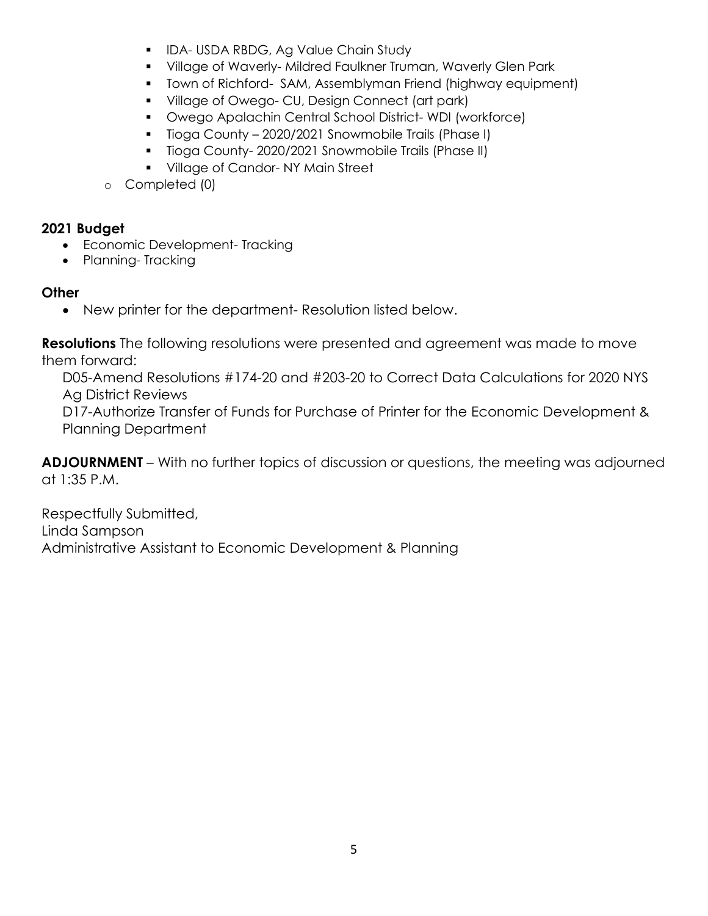- IDA- USDA RBDG, Ag Value Chain Study
   - Village of Waverly- Mildred Faulkner Truman, Waverly Glen Park
   - Town of Richford- SAM, Assemblyman Friend (highway equipment)
   - Village of Owego- CU, Design Connect (art park)
   - Owego Apalachin Central School District- WDI (workforce)
   - Tioga County – 2020/2021 Snowmobile Trails (Phase I)
   - Tioga County- 2020/2021 Snowmobile Trails (Phase II)
   - Village of Candor- NY Main Street
- Completed (0)

**2021 Budget**

- Economic Development- Tracking
- Planning- Tracking

**Other**

- New printer for the department- Resolution listed below.

**Resolutions** The following resolutions were presented and agreement was made to move them forward:

D05-Amend Resolutions #174-20 and #203-20 to Correct Data Calculations for 2020 NYS Ag District Reviews

D17-Authorize Transfer of Funds for Purchase of Printer for the Economic Development & Planning Department

**ADJOURNMENT** – With no further topics of discussion or questions, the meeting was adjourned at 1:35 P.M.

Respectfully Submitted,
Linda Sampson
Administrative Assistant to Economic Development & Planning